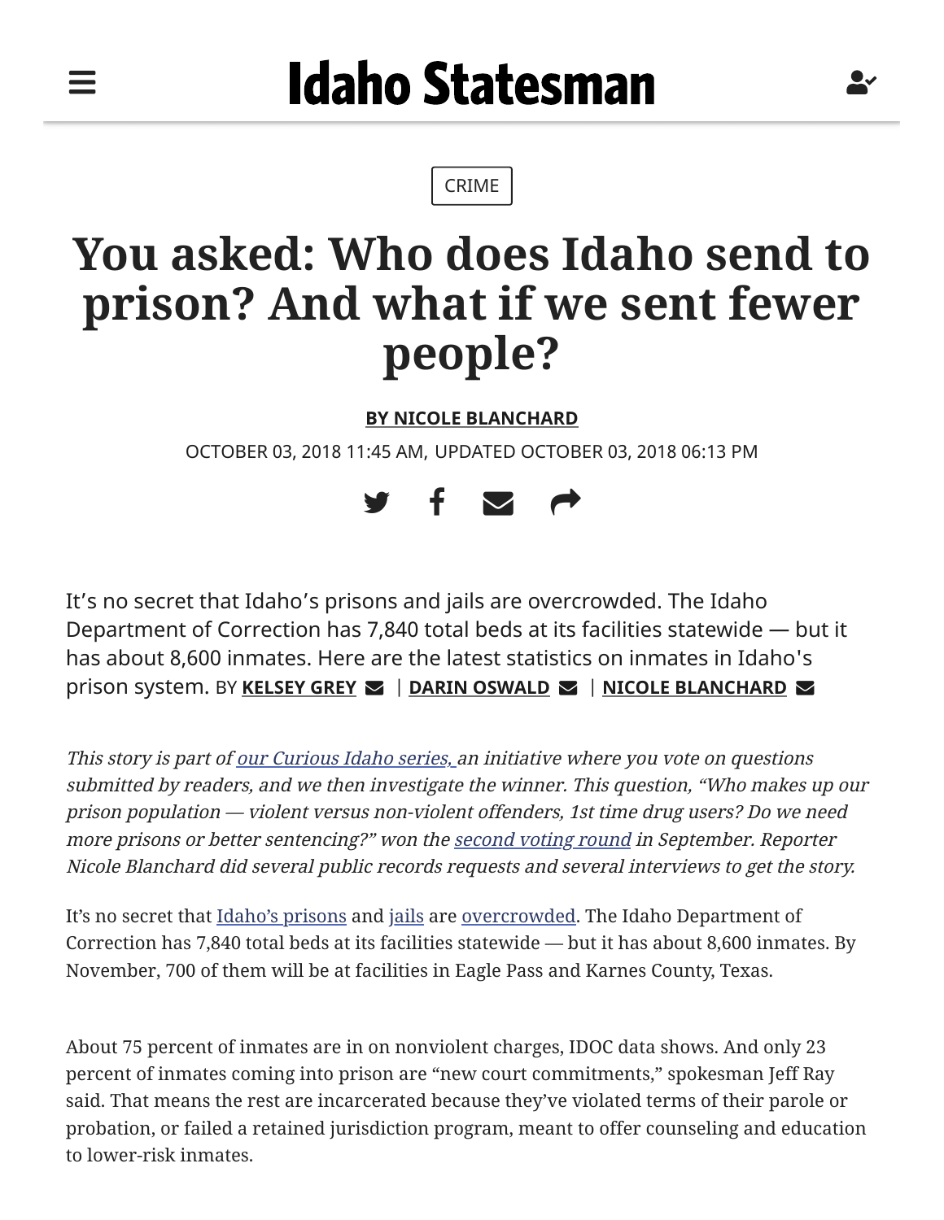Idaho Statesman

CRIME

# You asked: Who does Idaho send to prison? And what if we sent fewer people?

**BY NICOLE BLANCHARD**

OCTOBER 03, 2018 11:45 AM, UPDATED OCTOBER 03, 2018 06:13 PM

It's no secret that Idaho's prisons and jails are overcrowded. The Idaho Department of Correction has 7,840 total beds at its facilities statewide — but it has about 8,600 inmates. Here are the latest statistics on inmates in Idaho's prison system. BY **KELSEY GREY** | **DARIN OSWALD** | **NICOLE BLANCHARD**

*This story is part of our Curious Idaho series, an initiative where you vote on questions submitted by readers, and we then investigate the winner. This question, "Who makes up our prison population — violent versus non-violent offenders, 1st time drug users? Do we need more prisons or better sentencing?" won the second voting round in September. Reporter Nicole Blanchard did several public records requests and several interviews to get the story.*

It's no secret that Idaho's prisons and jails are overcrowded. The Idaho Department of Correction has 7,840 total beds at its facilities statewide — but it has about 8,600 inmates. By November, 700 of them will be at facilities in Eagle Pass and Karnes County, Texas.

About 75 percent of inmates are in on nonviolent charges, IDOC data shows. And only 23 percent of inmates coming into prison are "new court commitments," spokesman Jeff Ray said. That means the rest are incarcerated because they've violated terms of their parole or probation, or failed a retained jurisdiction program, meant to offer counseling and education to lower-risk inmates.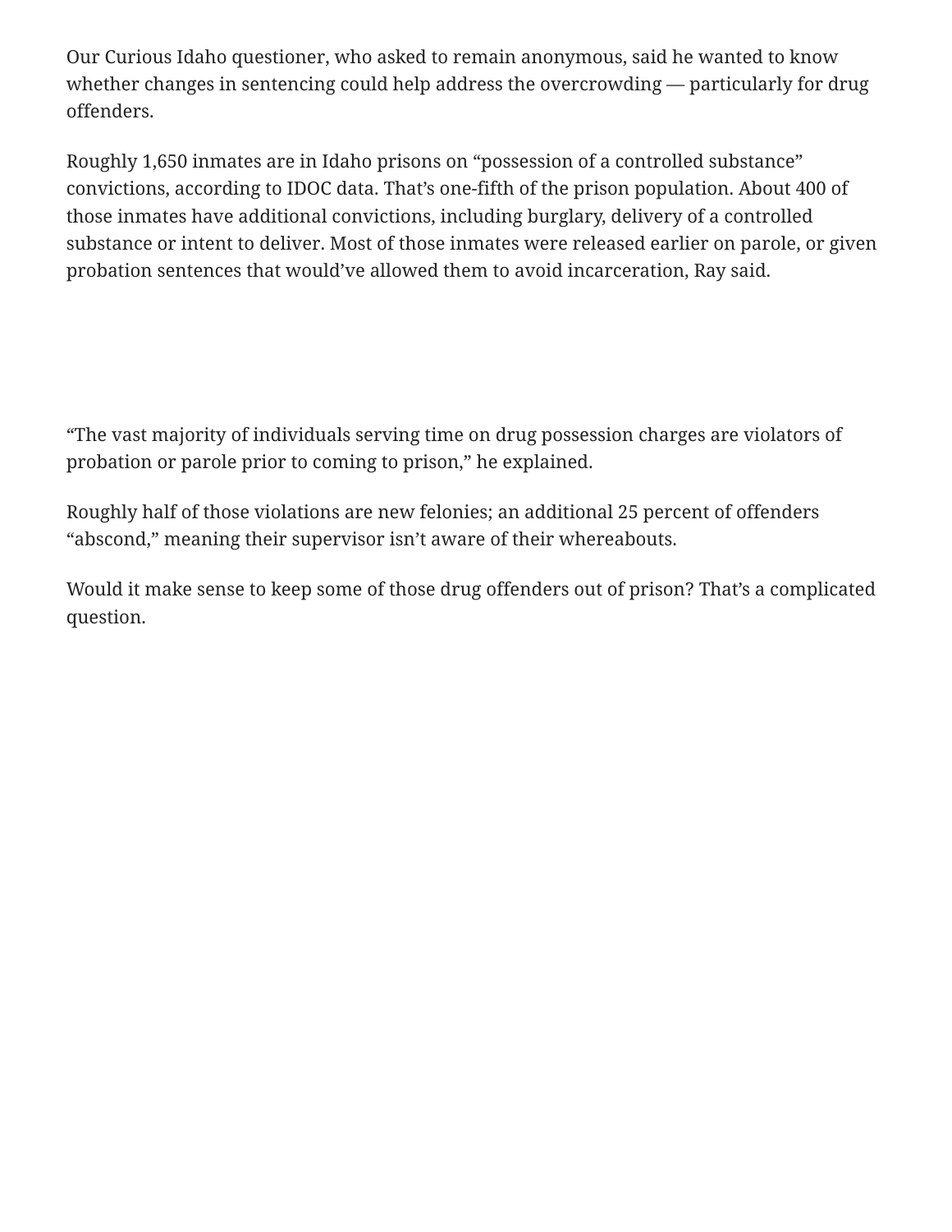Our Curious Idaho questioner, who asked to remain anonymous, said he wanted to know whether changes in sentencing could help address the overcrowding — particularly for drug offenders.

Roughly 1,650 inmates are in Idaho prisons on “possession of a controlled substance” convictions, according to IDOC data. That’s one-fifth of the prison population. About 400 of those inmates have additional convictions, including burglary, delivery of a controlled substance or intent to deliver. Most of those inmates were released earlier on parole, or given probation sentences that would’ve allowed them to avoid incarceration, Ray said.

“The vast majority of individuals serving time on drug possession charges are violators of probation or parole prior to coming to prison,” he explained.

Roughly half of those violations are new felonies; an additional 25 percent of offenders “abscond,” meaning their supervisor isn’t aware of their whereabouts.

Would it make sense to keep some of those drug offenders out of prison? That’s a complicated question.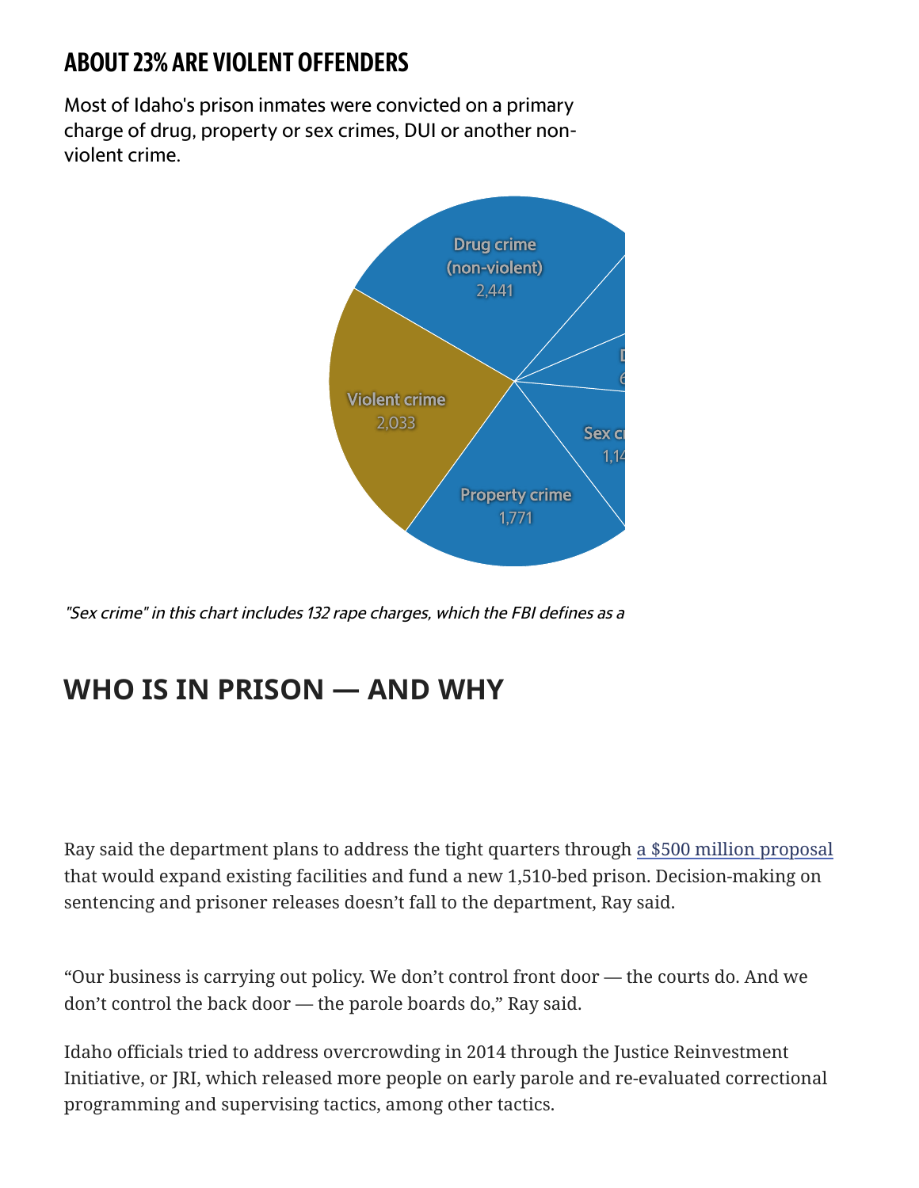## ABOUT 23% ARE VIOLENT OFFENDERS

Most of Idaho's prison inmates were convicted on a primary charge of drug, property or sex crimes, DUI or another non-violent crime.

Drug crime (non-violent) 2,441

Violent crime 2,033

Property crime 1,771

Sex cr 1,14

D 6

*"Sex crime" in this chart includes 132 rape charges, which the FBI defines as a*

## WHO IS IN PRISON — AND WHY

Ray said the department plans to address the tight quarters through a $500 million proposal that would expand existing facilities and fund a new 1,510-bed prison. Decision-making on sentencing and prisoner releases doesn't fall to the department, Ray said.

"Our business is carrying out policy. We don't control front door — the courts do. And we don't control the back door — the parole boards do," Ray said.

Idaho officials tried to address overcrowding in 2014 through the Justice Reinvestment Initiative, or JRI, which released more people on early parole and re-evaluated correctional programming and supervising tactics, among other tactics.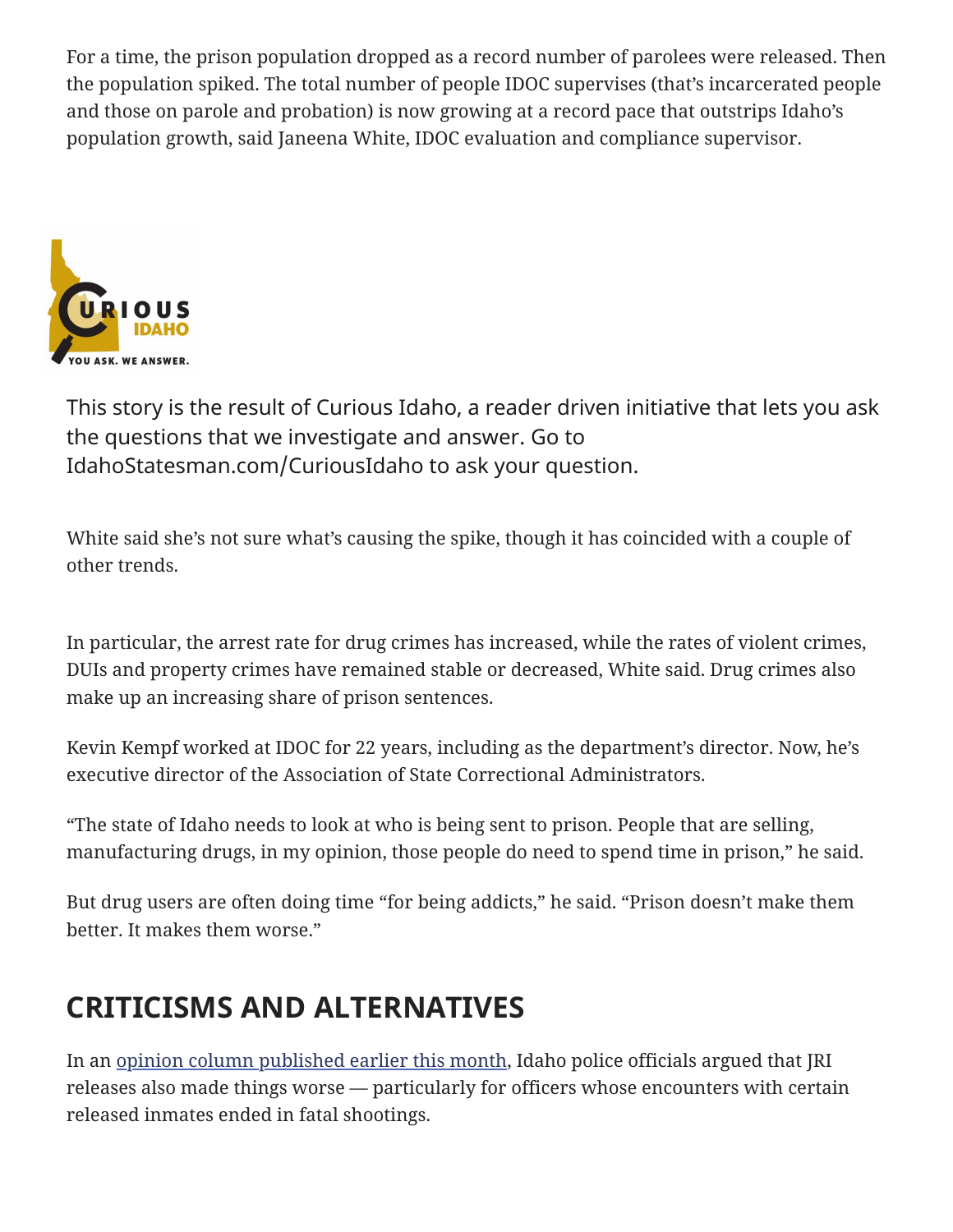For a time, the prison population dropped as a record number of parolees were released. Then the population spiked. The total number of people IDOC supervises (that's incarcerated people and those on parole and probation) is now growing at a record pace that outstrips Idaho's population growth, said Janeena White, IDOC evaluation and compliance supervisor.

This story is the result of Curious Idaho, a reader driven initiative that lets you ask the questions that we investigate and answer. Go to IdahoStatesman.com/CuriousIdaho to ask your question.

White said she's not sure what's causing the spike, though it has coincided with a couple of other trends.

In particular, the arrest rate for drug crimes has increased, while the rates of violent crimes, DUIs and property crimes have remained stable or decreased, White said. Drug crimes also make up an increasing share of prison sentences.

Kevin Kempf worked at IDOC for 22 years, including as the department's director. Now, he's executive director of the Association of State Correctional Administrators.

"The state of Idaho needs to look at who is being sent to prison. People that are selling, manufacturing drugs, in my opinion, those people do need to spend time in prison," he said.

But drug users are often doing time "for being addicts," he said. "Prison doesn't make them better. It makes them worse."

## CRITICISMS AND ALTERNATIVES

In an opinion column published earlier this month, Idaho police officials argued that JRI releases also made things worse — particularly for officers whose encounters with certain released inmates ended in fatal shootings.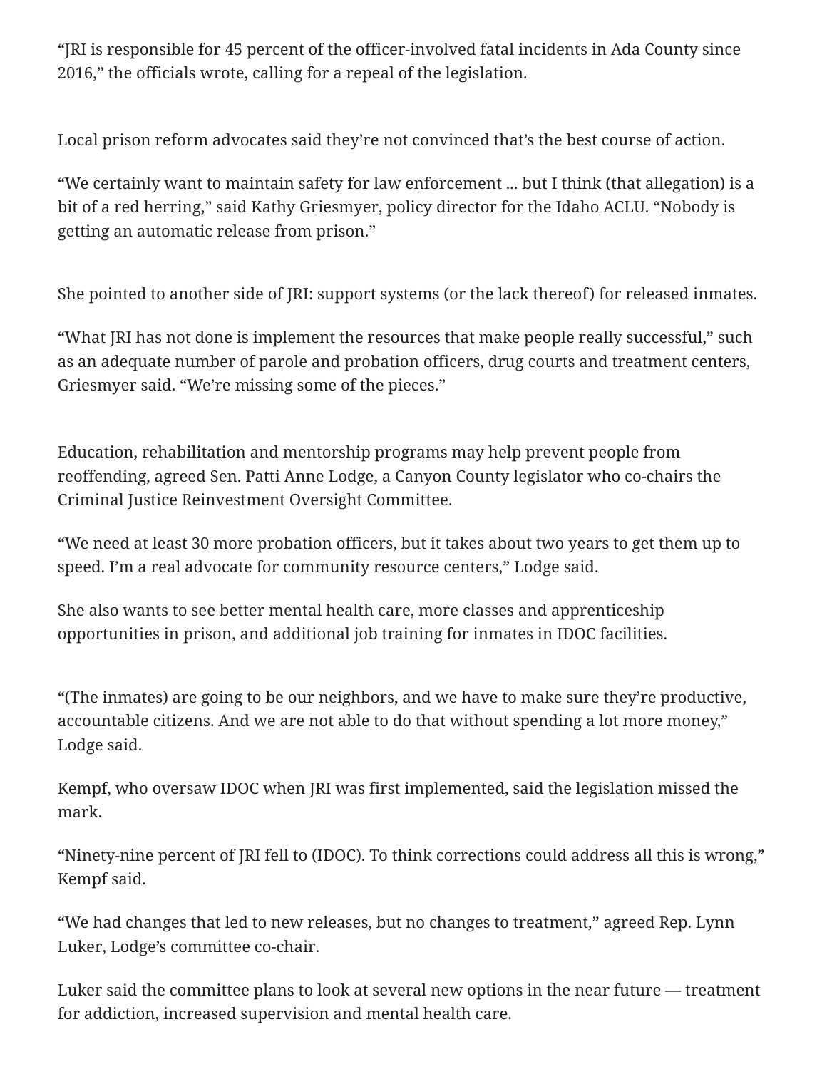"JRI is responsible for 45 percent of the officer-involved fatal incidents in Ada County since 2016," the officials wrote, calling for a repeal of the legislation.

Local prison reform advocates said they're not convinced that's the best course of action.

"We certainly want to maintain safety for law enforcement ... but I think (that allegation) is a bit of a red herring," said Kathy Griesmyer, policy director for the Idaho ACLU. "Nobody is getting an automatic release from prison."

She pointed to another side of JRI: support systems (or the lack thereof) for released inmates.

"What JRI has not done is implement the resources that make people really successful," such as an adequate number of parole and probation officers, drug courts and treatment centers, Griesmyer said. "We're missing some of the pieces."

Education, rehabilitation and mentorship programs may help prevent people from reoffending, agreed Sen. Patti Anne Lodge, a Canyon County legislator who co-chairs the Criminal Justice Reinvestment Oversight Committee.

"We need at least 30 more probation officers, but it takes about two years to get them up to speed. I'm a real advocate for community resource centers," Lodge said.

She also wants to see better mental health care, more classes and apprenticeship opportunities in prison, and additional job training for inmates in IDOC facilities.

"(The inmates) are going to be our neighbors, and we have to make sure they're productive, accountable citizens. And we are not able to do that without spending a lot more money," Lodge said.

Kempf, who oversaw IDOC when JRI was first implemented, said the legislation missed the mark.

"Ninety-nine percent of JRI fell to (IDOC). To think corrections could address all this is wrong," Kempf said.

"We had changes that led to new releases, but no changes to treatment," agreed Rep. Lynn Luker, Lodge's committee co-chair.

Luker said the committee plans to look at several new options in the near future — treatment for addiction, increased supervision and mental health care.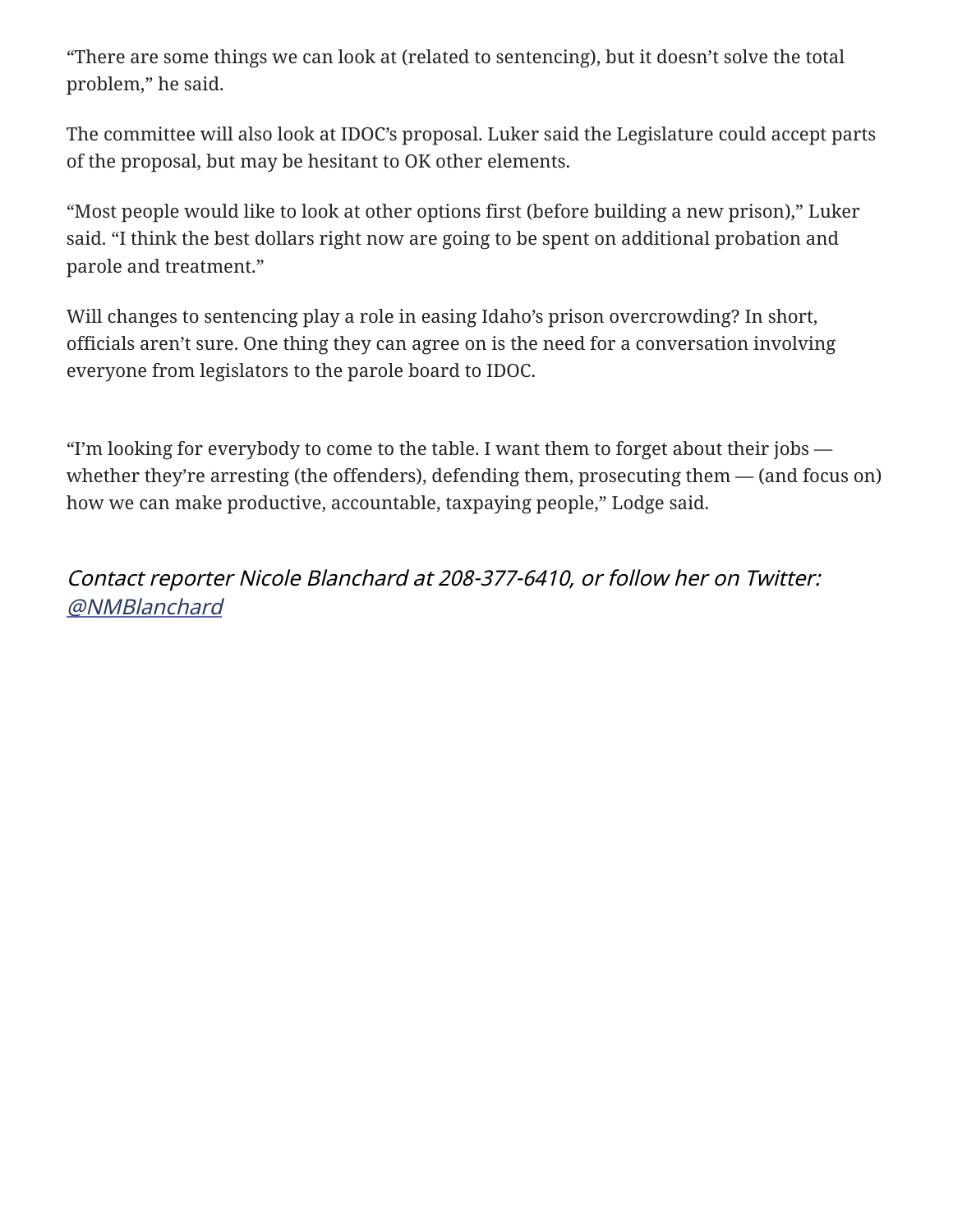"There are some things we can look at (related to sentencing), but it doesn't solve the total problem," he said.

The committee will also look at IDOC's proposal. Luker said the Legislature could accept parts of the proposal, but may be hesitant to OK other elements.

"Most people would like to look at other options first (before building a new prison)," Luker said. "I think the best dollars right now are going to be spent on additional probation and parole and treatment."

Will changes to sentencing play a role in easing Idaho's prison overcrowding? In short, officials aren't sure. One thing they can agree on is the need for a conversation involving everyone from legislators to the parole board to IDOC.

"I'm looking for everybody to come to the table. I want them to forget about their jobs — whether they're arresting (the offenders), defending them, prosecuting them — (and focus on) how we can make productive, accountable, taxpaying people," Lodge said.

*Contact reporter Nicole Blanchard at 208-377-6410, or follow her on Twitter: @NMBlanchard*